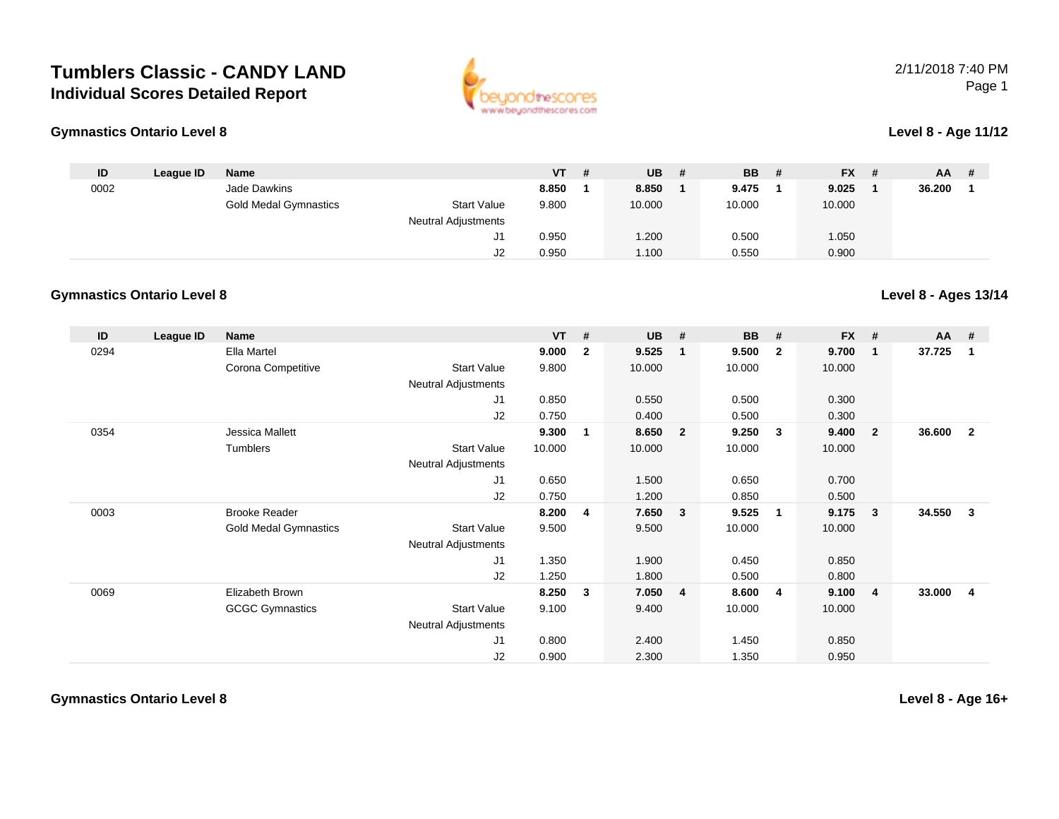# Tumblers Classic - CANDY LAND

## Individual Scores Detailed Report

2/11/2018 7:40 PM

### Gymnastics Ontario Level 8

**Level 8 - Age 11/12**

| ID | League ID | Name | | VT | # | UB | # | BB | # | FX | # | AA | # |
|---|---|---|---|---|---|---|---|---|---|---|---|---|---|
| 0002 | | Jade Dawkins | | **8.850** | **1** | **8.850** | **1** | **9.475** | **1** | **9.025** | **1** | **36.200** | **1** |
| | | Gold Medal Gymnastics | Start Value | 9.800 | | 10.000 | | 10.000 | | 10.000 | | | |
| | | | Neutral Adjustments | | | | | | | | | | |
| | | | J1 | 0.950 | | 1.200 | | 0.500 | | 1.050 | | | |
| | | | J2 | 0.950 | | 1.100 | | 0.550 | | 0.900 | | | |

### Gymnastics Ontario Level 8

**Level 8 - Ages 13/14**

| ID | League ID | Name | | VT | # | UB | # | BB | # | FX | # | AA | # |
|---|---|---|---|---|---|---|---|---|---|---|---|---|---|
| 0294 | | Ella Martel | | **9.000** | **2** | **9.525** | **1** | **9.500** | **2** | **9.700** | **1** | **37.725** | **1** |
| | | Corona Competitive | Start Value | 9.800 | | 10.000 | | 10.000 | | 10.000 | | | |
| | | | Neutral Adjustments | | | | | | | | | | |
| | | | J1 | 0.850 | | 0.550 | | 0.500 | | 0.300 | | | |
| | | | J2 | 0.750 | | 0.400 | | 0.500 | | 0.300 | | | |
| 0354 | | Jessica Mallett | | **9.300** | **1** | **8.650** | **2** | **9.250** | **3** | **9.400** | **2** | **36.600** | **2** |
| | | Tumblers | Start Value | 10.000 | | 10.000 | | 10.000 | | 10.000 | | | |
| | | | Neutral Adjustments | | | | | | | | | | |
| | | | J1 | 0.650 | | 1.500 | | 0.650 | | 0.700 | | | |
| | | | J2 | 0.750 | | 1.200 | | 0.850 | | 0.500 | | | |
| 0003 | | Brooke Reader | | **8.200** | **4** | **7.650** | **3** | **9.525** | **1** | **9.175** | **3** | **34.550** | **3** |
| | | Gold Medal Gymnastics | Start Value | 9.500 | | 9.500 | | 10.000 | | 10.000 | | | |
| | | | Neutral Adjustments | | | | | | | | | | |
| | | | J1 | 1.350 | | 1.900 | | 0.450 | | 0.850 | | | |
| | | | J2 | 1.250 | | 1.800 | | 0.500 | | 0.800 | | | |
| 0069 | | Elizabeth Brown | | **8.250** | **3** | **7.050** | **4** | **8.600** | **4** | **9.100** | **4** | **33.000** | **4** |
| | | GCGC Gymnastics | Start Value | 9.100 | | 9.400 | | 10.000 | | 10.000 | | | |
| | | | Neutral Adjustments | | | | | | | | | | |
| | | | J1 | 0.800 | | 2.400 | | 1.450 | | 0.850 | | | |
| | | | J2 | 0.900 | | 2.300 | | 1.350 | | 0.950 | | | |

### Gymnastics Ontario Level 8

**Level 8 - Age 16+**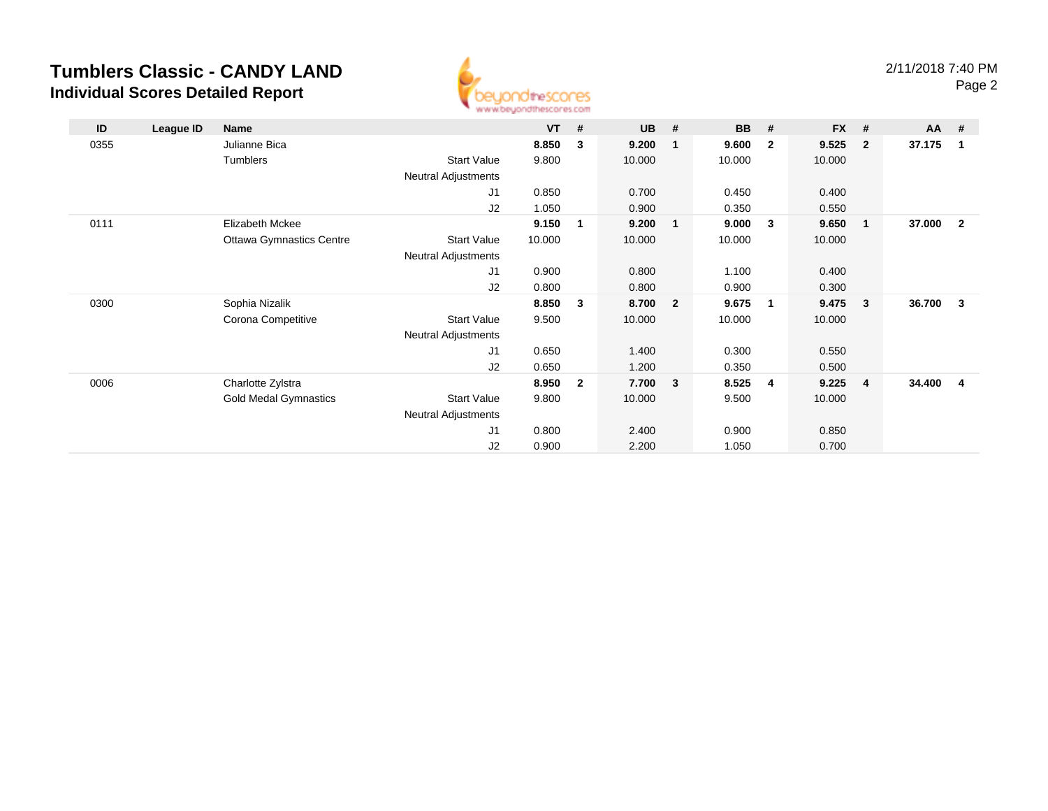# Tumblers Classic - CANDY LAND

## Individual Scores Detailed Report

| ID | League ID | Name | | VT | # | UB | # | BB | # | FX | # | AA | # |
|---|---|---|---|---|---|---|---|---|---|---|---|---|---|
| 0355 | | Julianne Bica | | **8.850** | **3** | **9.200** | **1** | **9.600** | **2** | **9.525** | **2** | **37.175** | **1** |
| | | Tumblers | Start Value | 9.800 | | 10.000 | | 10.000 | | 10.000 | | | |
| | | | Neutral Adjustments | | | | | | | | | | |
| | | | J1 | 0.850 | | 0.700 | | 0.450 | | 0.400 | | | |
| | | | J2 | 1.050 | | 0.900 | | 0.350 | | 0.550 | | | |
| 0111 | | Elizabeth Mckee | | **9.150** | **1** | **9.200** | **1** | **9.000** | **3** | **9.650** | **1** | **37.000** | **2** |
| | | Ottawa Gymnastics Centre | Start Value | 10.000 | | 10.000 | | 10.000 | | 10.000 | | | |
| | | | Neutral Adjustments | | | | | | | | | | |
| | | | J1 | 0.900 | | 0.800 | | 1.100 | | 0.400 | | | |
| | | | J2 | 0.800 | | 0.800 | | 0.900 | | 0.300 | | | |
| 0300 | | Sophia Nizalik | | **8.850** | **3** | **8.700** | **2** | **9.675** | **1** | **9.475** | **3** | **36.700** | **3** |
| | | Corona Competitive | Start Value | 9.500 | | 10.000 | | 10.000 | | 10.000 | | | |
| | | | Neutral Adjustments | | | | | | | | | | |
| | | | J1 | 0.650 | | 1.400 | | 0.300 | | 0.550 | | | |
| | | | J2 | 0.650 | | 1.200 | | 0.350 | | 0.500 | | | |
| 0006 | | Charlotte Zylstra | | **8.950** | **2** | **7.700** | **3** | **8.525** | **4** | **9.225** | **4** | **34.400** | **4** |
| | | Gold Medal Gymnastics | Start Value | 9.800 | | 10.000 | | 9.500 | | 10.000 | | | |
| | | | Neutral Adjustments | | | | | | | | | | |
| | | | J1 | 0.800 | | 2.400 | | 0.900 | | 0.850 | | | |
| | | | J2 | 0.900 | | 2.200 | | 1.050 | | 0.700 | | | |